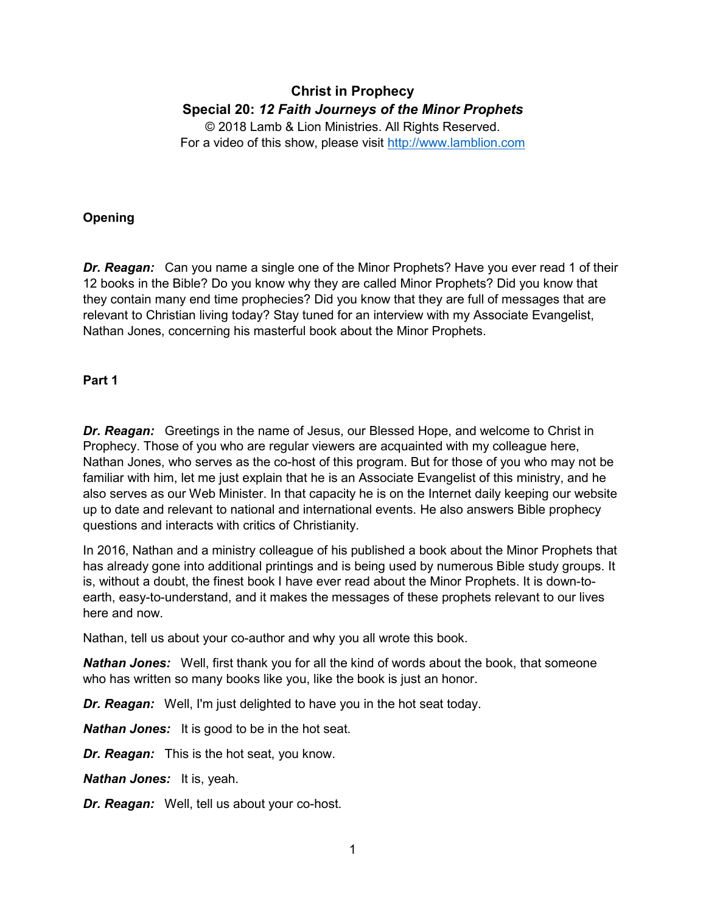**Christ in Prophecy**
**Special 20: *12 Faith Journeys of the Minor Prophets***
© 2018 Lamb & Lion Ministries. All Rights Reserved.
For a video of this show, please visit http://www.lamblion.com

## Opening

***Dr. Reagan:*** Can you name a single one of the Minor Prophets? Have you ever read 1 of their 12 books in the Bible? Do you know why they are called Minor Prophets? Did you know that they contain many end time prophecies? Did you know that they are full of messages that are relevant to Christian living today? Stay tuned for an interview with my Associate Evangelist, Nathan Jones, concerning his masterful book about the Minor Prophets.

## Part 1

***Dr. Reagan:*** Greetings in the name of Jesus, our Blessed Hope, and welcome to Christ in Prophecy. Those of you who are regular viewers are acquainted with my colleague here, Nathan Jones, who serves as the co-host of this program. But for those of you who may not be familiar with him, let me just explain that he is an Associate Evangelist of this ministry, and he also serves as our Web Minister. In that capacity he is on the Internet daily keeping our website up to date and relevant to national and international events. He also answers Bible prophecy questions and interacts with critics of Christianity.

In 2016, Nathan and a ministry colleague of his published a book about the Minor Prophets that has already gone into additional printings and is being used by numerous Bible study groups. It is, without a doubt, the finest book I have ever read about the Minor Prophets. It is down-to-earth, easy-to-understand, and it makes the messages of these prophets relevant to our lives here and now.

Nathan, tell us about your co-author and why you all wrote this book.

***Nathan Jones:*** Well, first thank you for all the kind of words about the book, that someone who has written so many books like you, like the book is just an honor.

***Dr. Reagan:*** Well, I'm just delighted to have you in the hot seat today.

***Nathan Jones:*** It is good to be in the hot seat.

***Dr. Reagan:*** This is the hot seat, you know.

***Nathan Jones:*** It is, yeah.

***Dr. Reagan:*** Well, tell us about your co-host.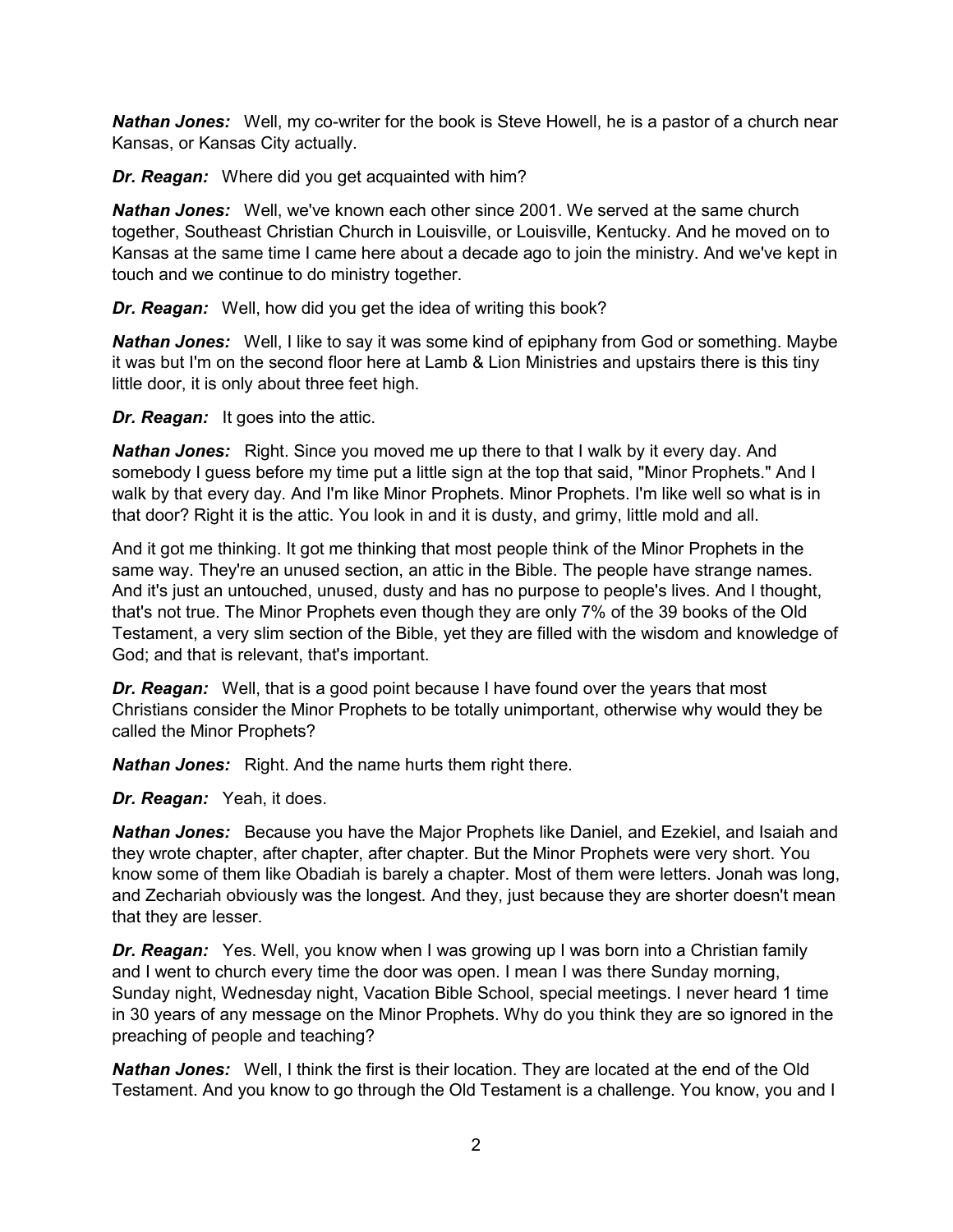***Nathan Jones:*** Well, my co-writer for the book is Steve Howell, he is a pastor of a church near Kansas, or Kansas City actually.

***Dr. Reagan:*** Where did you get acquainted with him?

***Nathan Jones:*** Well, we've known each other since 2001. We served at the same church together, Southeast Christian Church in Louisville, or Louisville, Kentucky. And he moved on to Kansas at the same time I came here about a decade ago to join the ministry. And we've kept in touch and we continue to do ministry together.

***Dr. Reagan:*** Well, how did you get the idea of writing this book?

***Nathan Jones:*** Well, I like to say it was some kind of epiphany from God or something. Maybe it was but I'm on the second floor here at Lamb & Lion Ministries and upstairs there is this tiny little door, it is only about three feet high.

***Dr. Reagan:*** It goes into the attic.

***Nathan Jones:*** Right. Since you moved me up there to that I walk by it every day. And somebody I guess before my time put a little sign at the top that said, "Minor Prophets." And I walk by that every day. And I'm like Minor Prophets. Minor Prophets. I'm like well so what is in that door? Right it is the attic. You look in and it is dusty, and grimy, little mold and all.

And it got me thinking. It got me thinking that most people think of the Minor Prophets in the same way. They're an unused section, an attic in the Bible. The people have strange names. And it's just an untouched, unused, dusty and has no purpose to people's lives. And I thought, that's not true. The Minor Prophets even though they are only 7% of the 39 books of the Old Testament, a very slim section of the Bible, yet they are filled with the wisdom and knowledge of God; and that is relevant, that's important.

***Dr. Reagan:*** Well, that is a good point because I have found over the years that most Christians consider the Minor Prophets to be totally unimportant, otherwise why would they be called the Minor Prophets?

***Nathan Jones:*** Right. And the name hurts them right there.

***Dr. Reagan:*** Yeah, it does.

***Nathan Jones:*** Because you have the Major Prophets like Daniel, and Ezekiel, and Isaiah and they wrote chapter, after chapter, after chapter. But the Minor Prophets were very short. You know some of them like Obadiah is barely a chapter. Most of them were letters. Jonah was long, and Zechariah obviously was the longest. And they, just because they are shorter doesn't mean that they are lesser.

***Dr. Reagan:*** Yes. Well, you know when I was growing up I was born into a Christian family and I went to church every time the door was open. I mean I was there Sunday morning, Sunday night, Wednesday night, Vacation Bible School, special meetings. I never heard 1 time in 30 years of any message on the Minor Prophets. Why do you think they are so ignored in the preaching of people and teaching?

***Nathan Jones:*** Well, I think the first is their location. They are located at the end of the Old Testament. And you know to go through the Old Testament is a challenge. You know, you and I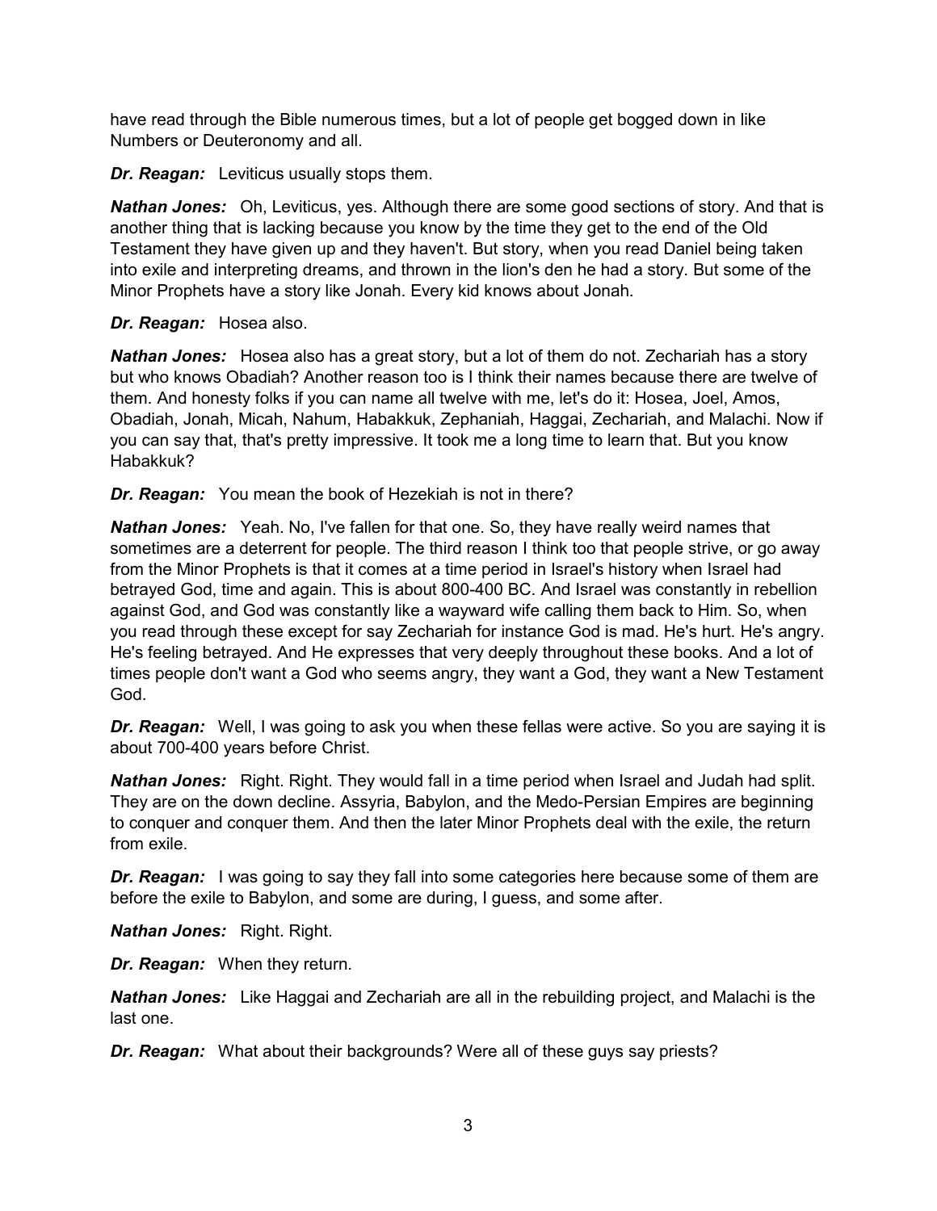have read through the Bible numerous times, but a lot of people get bogged down in like Numbers or Deuteronomy and all.

***Dr. Reagan:*** Leviticus usually stops them.

***Nathan Jones:*** Oh, Leviticus, yes. Although there are some good sections of story. And that is another thing that is lacking because you know by the time they get to the end of the Old Testament they have given up and they haven't. But story, when you read Daniel being taken into exile and interpreting dreams, and thrown in the lion's den he had a story. But some of the Minor Prophets have a story like Jonah. Every kid knows about Jonah.

***Dr. Reagan:*** Hosea also.

***Nathan Jones:*** Hosea also has a great story, but a lot of them do not. Zechariah has a story but who knows Obadiah? Another reason too is I think their names because there are twelve of them. And honesty folks if you can name all twelve with me, let's do it: Hosea, Joel, Amos, Obadiah, Jonah, Micah, Nahum, Habakkuk, Zephaniah, Haggai, Zechariah, and Malachi. Now if you can say that, that's pretty impressive. It took me a long time to learn that. But you know Habakkuk?

***Dr. Reagan:*** You mean the book of Hezekiah is not in there?

***Nathan Jones:*** Yeah. No, I've fallen for that one. So, they have really weird names that sometimes are a deterrent for people. The third reason I think too that people strive, or go away from the Minor Prophets is that it comes at a time period in Israel's history when Israel had betrayed God, time and again. This is about 800-400 BC. And Israel was constantly in rebellion against God, and God was constantly like a wayward wife calling them back to Him. So, when you read through these except for say Zechariah for instance God is mad. He's hurt. He's angry. He's feeling betrayed. And He expresses that very deeply throughout these books. And a lot of times people don't want a God who seems angry, they want a God, they want a New Testament God.

***Dr. Reagan:*** Well, I was going to ask you when these fellas were active. So you are saying it is about 700-400 years before Christ.

***Nathan Jones:*** Right. Right. They would fall in a time period when Israel and Judah had split. They are on the down decline. Assyria, Babylon, and the Medo-Persian Empires are beginning to conquer and conquer them. And then the later Minor Prophets deal with the exile, the return from exile.

***Dr. Reagan:*** I was going to say they fall into some categories here because some of them are before the exile to Babylon, and some are during, I guess, and some after.

***Nathan Jones:*** Right. Right.

***Dr. Reagan:*** When they return.

***Nathan Jones:*** Like Haggai and Zechariah are all in the rebuilding project, and Malachi is the last one.

***Dr. Reagan:*** What about their backgrounds? Were all of these guys say priests?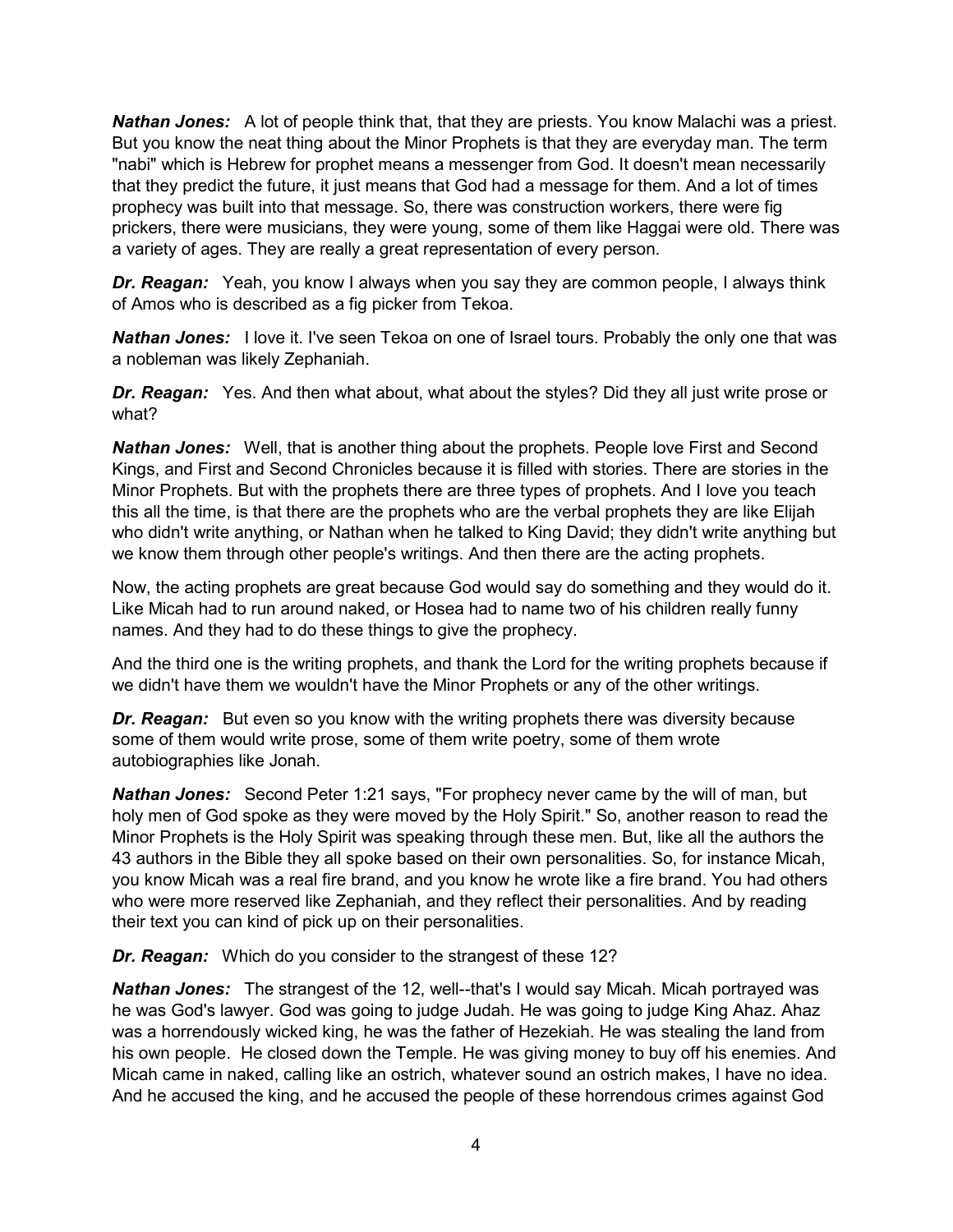***Nathan Jones:*** A lot of people think that, that they are priests. You know Malachi was a priest. But you know the neat thing about the Minor Prophets is that they are everyday man. The term "nabi" which is Hebrew for prophet means a messenger from God. It doesn't mean necessarily that they predict the future, it just means that God had a message for them. And a lot of times prophecy was built into that message. So, there was construction workers, there were fig prickers, there were musicians, they were young, some of them like Haggai were old. There was a variety of ages. They are really a great representation of every person.

***Dr. Reagan:*** Yeah, you know I always when you say they are common people, I always think of Amos who is described as a fig picker from Tekoa.

***Nathan Jones:*** I love it. I've seen Tekoa on one of Israel tours. Probably the only one that was a nobleman was likely Zephaniah.

***Dr. Reagan:*** Yes. And then what about, what about the styles? Did they all just write prose or what?

***Nathan Jones:*** Well, that is another thing about the prophets. People love First and Second Kings, and First and Second Chronicles because it is filled with stories. There are stories in the Minor Prophets. But with the prophets there are three types of verbal prophets. And I love you teach this all the time, is that there are the prophets who are the verbal prophets they are like Elijah who didn't write anything, or Nathan when he talked to King David; they didn't write anything but we know them through other people's writings. And then there are the acting prophets.

Now, the acting prophets are great because God would say do something and they would do it. Like Micah had to run around naked, or Hosea had to name two of his children really funny names. And they had to do these things to give the prophecy.

And the third one is the writing prophets, and thank the Lord for the writing prophets because if we didn't have them we wouldn't have the Minor Prophets or any of the other writings.

***Dr. Reagan:*** But even so you know with the writing prophets there was diversity because some of them would write prose, some of them write poetry, some of them wrote autobiographies like Jonah.

***Nathan Jones:*** Second Peter 1:21 says, "For prophecy never came by the will of man, but holy men of God spoke as they were moved by the Holy Spirit." So, another reason to read the Minor Prophets is the Holy Spirit was speaking through these men. But, like all the authors the 43 authors in the Bible they all spoke based on their own personalities. So, for instance Micah, you know Micah was a real fire brand, and you know he wrote like a fire brand. You had others who were more reserved like Zephaniah, and they reflect their personalities. And by reading their text you can kind of pick up on their personalities.

***Dr. Reagan:*** Which do you consider to the strangest of these 12?

***Nathan Jones:*** The strangest of the 12, well--that's I would say Micah. Micah portrayed was he was God's lawyer. God was going to judge Judah. He was going to judge King Ahaz. Ahaz was a horrendously wicked king, he was the father of Hezekiah. He was stealing the land from his own people. He closed down the Temple. He was giving money to buy off his enemies. And Micah came in naked, calling like an ostrich, whatever sound an ostrich makes, I have no idea. And he accused the king, and he accused the people of these horrendous crimes against God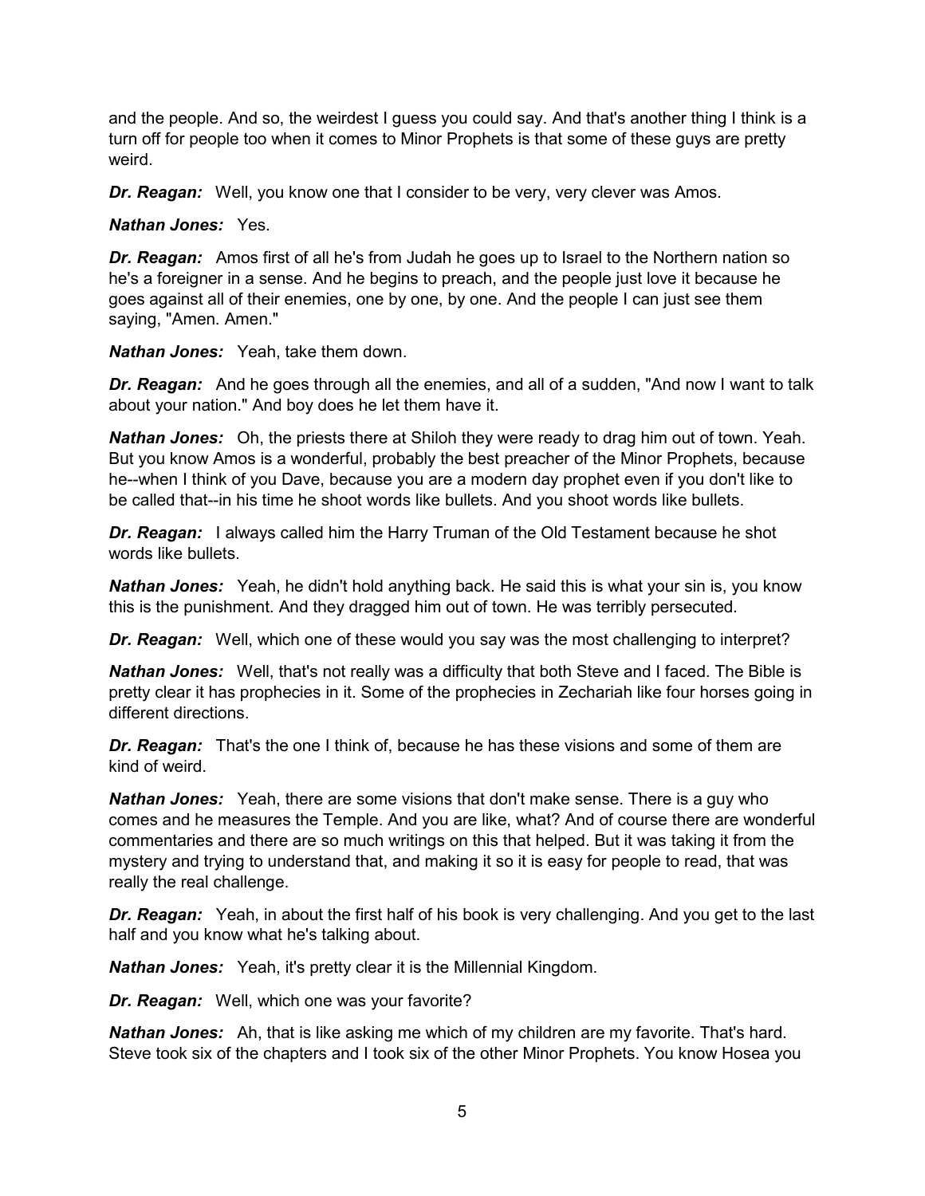and the people. And so, the weirdest I guess you could say. And that's another thing I think is a turn off for people too when it comes to Minor Prophets is that some of these guys are pretty weird.

***Dr. Reagan:*** Well, you know one that I consider to be very, very clever was Amos.

***Nathan Jones:*** Yes.

***Dr. Reagan:*** Amos first of all he's from Judah he goes up to Israel to the Northern nation so he's a foreigner in a sense. And he begins to preach, and the people just love it because he goes against all of their enemies, one by one, by one. And the people I can just see them saying, "Amen. Amen."

***Nathan Jones:*** Yeah, take them down.

***Dr. Reagan:*** And he goes through all the enemies, and all of a sudden, "And now I want to talk about your nation." And boy does he let them have it.

***Nathan Jones:*** Oh, the priests there at Shiloh they were ready to drag him out of town. Yeah. But you know Amos is a wonderful, probably the best preacher of the Minor Prophets, because he--when I think of you Dave, because you are a modern day prophet even if you don't like to be called that--in his time he shoot words like bullets. And you shoot words like bullets.

***Dr. Reagan:*** I always called him the Harry Truman of the Old Testament because he shot words like bullets.

***Nathan Jones:*** Yeah, he didn't hold anything back. He said this is what your sin is, you know this is the punishment. And they dragged him out of town. He was terribly persecuted.

***Dr. Reagan:*** Well, which one of these would you say was the most challenging to interpret?

***Nathan Jones:*** Well, that's not really was a difficulty that both Steve and I faced. The Bible is pretty clear it has prophecies in it. Some of the prophecies in Zechariah like four horses going in different directions.

***Dr. Reagan:*** That's the one I think of, because he has these visions and some of them are kind of weird.

***Nathan Jones:*** Yeah, there are some visions that don't make sense. There is a guy who comes and he measures the Temple. And you are like, what? And of course there are wonderful commentaries and there are so much writings on this that helped. But it was taking it from the mystery and trying to understand that, and making it so it is easy for people to read, that was really the real challenge.

***Dr. Reagan:*** Yeah, in about the first half of his book is very challenging. And you get to the last half and you know what he's talking about.

***Nathan Jones:*** Yeah, it's pretty clear it is the Millennial Kingdom.

***Dr. Reagan:*** Well, which one was your favorite?

***Nathan Jones:*** Ah, that is like asking me which of my children are my favorite. That's hard. Steve took six of the chapters and I took six of the other Minor Prophets. You know Hosea you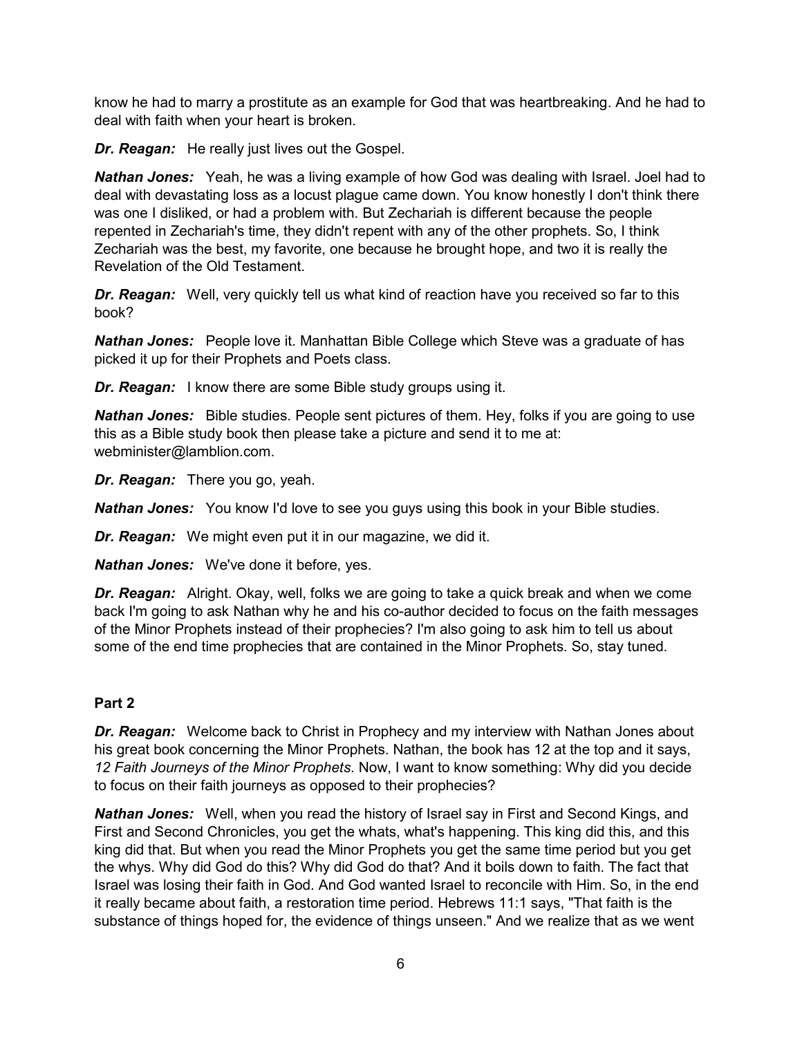know he had to marry a prostitute as an example for God that was heartbreaking. And he had to deal with faith when your heart is broken.

***Dr. Reagan:*** He really just lives out the Gospel.

***Nathan Jones:*** Yeah, he was a living example of how God was dealing with Israel. Joel had to deal with devastating loss as a locust plague came down. You know honestly I don't think there was one I disliked, or had a problem with. But Zechariah is different because the people repented in Zechariah's time, they didn't repent with any of the other prophets. So, I think Zechariah was the best, my favorite, one because he brought hope, and two it is really the Revelation of the Old Testament.

***Dr. Reagan:*** Well, very quickly tell us what kind of reaction have you received so far to this book?

***Nathan Jones:*** People love it. Manhattan Bible College which Steve was a graduate of has picked it up for their Prophets and Poets class.

***Dr. Reagan:*** I know there are some Bible study groups using it.

***Nathan Jones:*** Bible studies. People sent pictures of them. Hey, folks if you are going to use this as a Bible study book then please take a picture and send it to me at: webminister@lamblion.com.

***Dr. Reagan:*** There you go, yeah.

***Nathan Jones:*** You know I'd love to see you guys using this book in your Bible studies.

***Dr. Reagan:*** We might even put it in our magazine, we did it.

***Nathan Jones:*** We've done it before, yes.

***Dr. Reagan:*** Alright. Okay, well, folks we are going to take a quick break and when we come back I'm going to ask Nathan why he and his co-author decided to focus on the faith messages of the Minor Prophets instead of their prophecies? I'm also going to ask him to tell us about some of the end time prophecies that are contained in the Minor Prophets. So, stay tuned.

**Part 2**

***Dr. Reagan:*** Welcome back to Christ in Prophecy and my interview with Nathan Jones about his great book concerning the Minor Prophets. Nathan, the book has 12 at the top and it says, *12 Faith Journeys of the Minor Prophets*. Now, I want to know something: Why did you decide to focus on their faith journeys as opposed to their prophecies?

***Nathan Jones:*** Well, when you read the history of Israel say in First and Second Kings, and First and Second Chronicles, you get the whats, what's happening. This king did this, and this king did that. But when you read the Minor Prophets you get the same time period but you get the whys. Why did God do this? Why did God do that? And it boils down to faith. The fact that Israel was losing their faith in God. And God wanted Israel to reconcile with Him. So, in the end it really became about faith, a restoration time period. Hebrews 11:1 says, "That faith is the substance of things hoped for, the evidence of things unseen." And we realize that as we went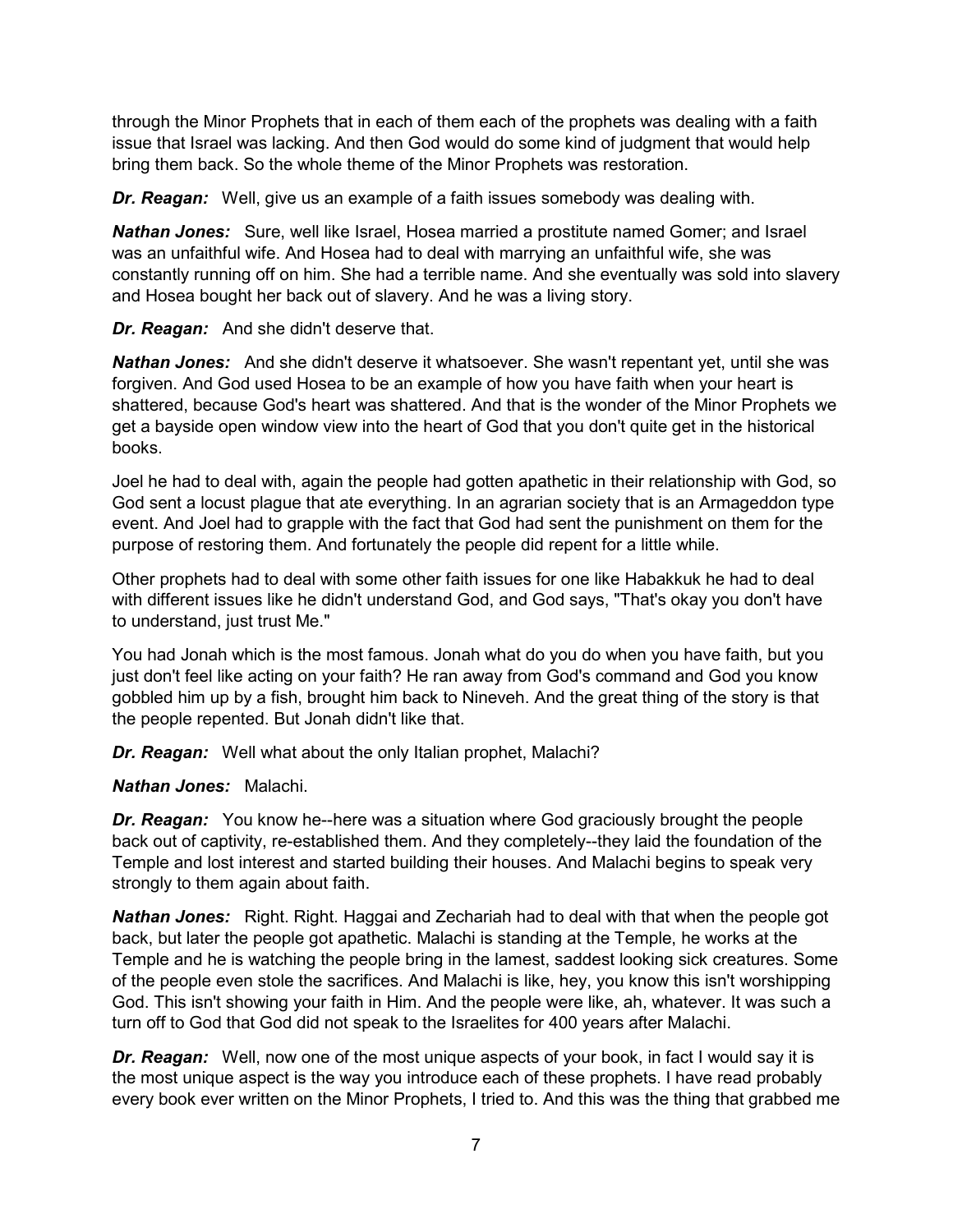through the Minor Prophets that in each of them each of the prophets was dealing with a faith issue that Israel was lacking. And then God would do some kind of judgment that would help bring them back. So the whole theme of the Minor Prophets was restoration.

***Dr. Reagan:*** Well, give us an example of a faith issues somebody was dealing with.

***Nathan Jones:*** Sure, well like Israel, Hosea married a prostitute named Gomer; and Israel was an unfaithful wife. And Hosea had to deal with marrying an unfaithful wife, she was constantly running off on him. She had a terrible name. And she eventually was sold into slavery and Hosea bought her back out of slavery. And he was a living story.

***Dr. Reagan:*** And she didn't deserve that.

***Nathan Jones:*** And she didn't deserve it whatsoever. She wasn't repentant yet, until she was forgiven. And God used Hosea to be an example of how you have faith when your heart is shattered, because God's heart was shattered. And that is the wonder of the Minor Prophets we get a bayside open window view into the heart of God that you don't quite get in the historical books.

Joel he had to deal with, again the people had gotten apathetic in their relationship with God, so God sent a locust plague that ate everything. In an agrarian society that is an Armageddon type event. And Joel had to grapple with the fact that God had sent the punishment on them for the purpose of restoring them. And fortunately the people did repent for a little while.

Other prophets had to deal with some other faith issues for one like Habakkuk he had to deal with different issues like he didn't understand God, and God says, "That's okay you don't have to understand, just trust Me."

You had Jonah which is the most famous. Jonah what do you do when you have faith, but you just don't feel like acting on your faith? He ran away from God's command and God you know gobbled him up by a fish, brought him back to Nineveh. And the great thing of the story is that the people repented. But Jonah didn't like that.

***Dr. Reagan:*** Well what about the only Italian prophet, Malachi?

***Nathan Jones:*** Malachi.

***Dr. Reagan:*** You know he--here was a situation where God graciously brought the people back out of captivity, re-established them. And they completely--they laid the foundation of the Temple and lost interest and started building their houses. And Malachi begins to speak very strongly to them again about faith.

***Nathan Jones:*** Right. Right. Haggai and Zechariah had to deal with that when the people got back, but later the people got apathetic. Malachi is standing at the Temple, he works at the Temple and he is watching the people bring in the lamest, saddest looking sick creatures. Some of the people even stole the sacrifices. And Malachi is like, hey, you know this isn't worshipping God. This isn't showing your faith in Him. And the people were like, ah, whatever. It was such a turn off to God that God did not speak to the Israelites for 400 years after Malachi.

***Dr. Reagan:*** Well, now one of the most unique aspects of your book, in fact I would say it is the most unique aspect is the way you introduce each of these prophets. I have read probably every book ever written on the Minor Prophets, I tried to. And this was the thing that grabbed me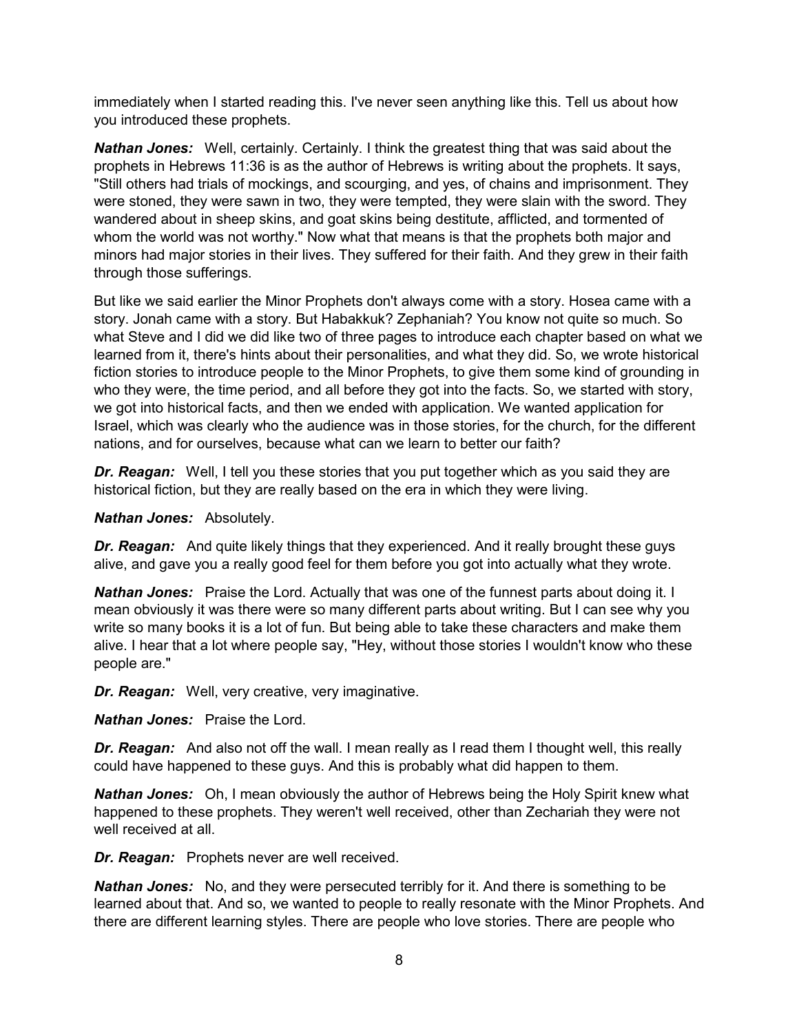immediately when I started reading this. I've never seen anything like this. Tell us about how you introduced these prophets.

***Nathan Jones:*** Well, certainly. Certainly. I think the greatest thing that was said about the prophets in Hebrews 11:36 is as the author of Hebrews is writing about the prophets. It says, "Still others had trials of mockings, and scourging, and yes, of chains and imprisonment. They were stoned, they were sawn in two, they were tempted, they were slain with the sword. They wandered about in sheep skins, and goat skins being destitute, afflicted, and tormented of whom the world was not worthy." Now what that means is that the prophets both major and minors had major stories in their lives. They suffered for their faith. And they grew in their faith through those sufferings.

But like we said earlier the Minor Prophets don't always come with a story. Hosea came with a story. Jonah came with a story. But Habakkuk? Zephaniah? You know not quite so much. So what Steve and I did we did like two of three pages to introduce each chapter based on what we learned from it, there's hints about their personalities, and what they did. So, we wrote historical fiction stories to introduce people to the Minor Prophets, to give them some kind of grounding in who they were, the time period, and all before they got into the facts. So, we started with story, we got into historical facts, and then we ended with application. We wanted application for Israel, which was clearly who the audience was in those stories, for the church, for the different nations, and for ourselves, because what can we learn to better our faith?

***Dr. Reagan:*** Well, I tell you these stories that you put together which as you said they are historical fiction, but they are really based on the era in which they were living.

***Nathan Jones:*** Absolutely.

***Dr. Reagan:*** And quite likely things that they experienced. And it really brought these guys alive, and gave you a really good feel for them before you got into actually what they wrote.

***Nathan Jones:*** Praise the Lord. Actually that was one of the funnest parts about doing it. I mean obviously it was there were so many different parts about writing. But I can see why you write so many books it is a lot of fun. But being able to take these characters and make them alive. I hear that a lot where people say, "Hey, without those stories I wouldn't know who these people are."

***Dr. Reagan:*** Well, very creative, very imaginative.

***Nathan Jones:*** Praise the Lord.

***Dr. Reagan:*** And also not off the wall. I mean really as I read them I thought well, this really could have happened to these guys. And this is probably what did happen to them.

***Nathan Jones:*** Oh, I mean obviously the author of Hebrews being the Holy Spirit knew what happened to these prophets. They weren't well received, other than Zechariah they were not well received at all.

***Dr. Reagan:*** Prophets never are well received.

***Nathan Jones:*** No, and they were persecuted terribly for it. And there is something to be learned about that. And so, we wanted to people to really resonate with the Minor Prophets. And there are different learning styles. There are people who love stories. There are people who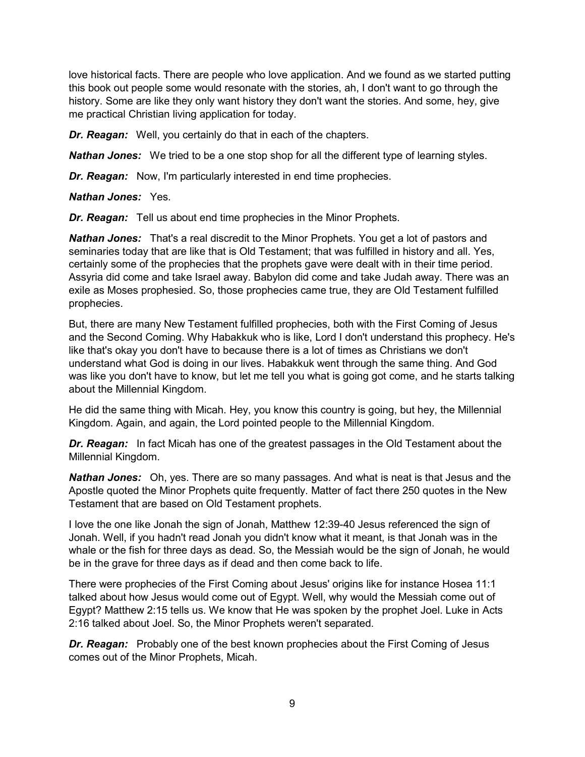love historical facts. There are people who love application. And we found as we started putting this book out people some would resonate with the stories, ah, I don't want to go through the history. Some are like they only want history they don't want the stories. And some, hey, give me practical Christian living application for today.

***Dr. Reagan:*** Well, you certainly do that in each of the chapters.

***Nathan Jones:*** We tried to be a one stop shop for all the different type of learning styles.

***Dr. Reagan:*** Now, I'm particularly interested in end time prophecies.

***Nathan Jones:*** Yes.

***Dr. Reagan:*** Tell us about end time prophecies in the Minor Prophets.

***Nathan Jones:*** That's a real discredit to the Minor Prophets. You get a lot of pastors and seminaries today that are like that is Old Testament; that was fulfilled in history and all. Yes, certainly some of the prophecies that the prophets gave were dealt with in their time period. Assyria did come and take Israel away. Babylon did come and take Judah away. There was an exile as Moses prophesied. So, those prophecies came true, they are Old Testament fulfilled prophecies.

But, there are many New Testament fulfilled prophecies, both with the First Coming of Jesus and the Second Coming. Why Habakkuk who is like, Lord I don't understand this prophecy. He's like that's okay you don't have to because there is a lot of times as Christians we don't understand what God is doing in our lives. Habakkuk went through the same thing. And God was like you don't have to know, but let me tell you what is going got come, and he starts talking about the Millennial Kingdom.

He did the same thing with Micah. Hey, you know this country is going, but hey, the Millennial Kingdom. Again, and again, the Lord pointed people to the Millennial Kingdom.

***Dr. Reagan:*** In fact Micah has one of the greatest passages in the Old Testament about the Millennial Kingdom.

***Nathan Jones:*** Oh, yes. There are so many passages. And what is neat is that Jesus and the Apostle quoted the Minor Prophets quite frequently. Matter of fact there 250 quotes in the New Testament that are based on Old Testament prophets.

I love the one like Jonah the sign of Jonah, Matthew 12:39-40 Jesus referenced the sign of Jonah. Well, if you hadn't read Jonah you didn't know what it meant, is that Jonah was in the whale or the fish for three days as dead. So, the Messiah would be the sign of Jonah, he would be in the grave for three days as if dead and then come back to life.

There were prophecies of the First Coming about Jesus' origins like for instance Hosea 11:1 talked about how Jesus would come out of Egypt. Well, why would the Messiah come out of Egypt? Matthew 2:15 tells us. We know that He was spoken by the prophet Joel. Luke in Acts 2:16 talked about Joel. So, the Minor Prophets weren't separated.

***Dr. Reagan:*** Probably one of the best known prophecies about the First Coming of Jesus comes out of the Minor Prophets, Micah.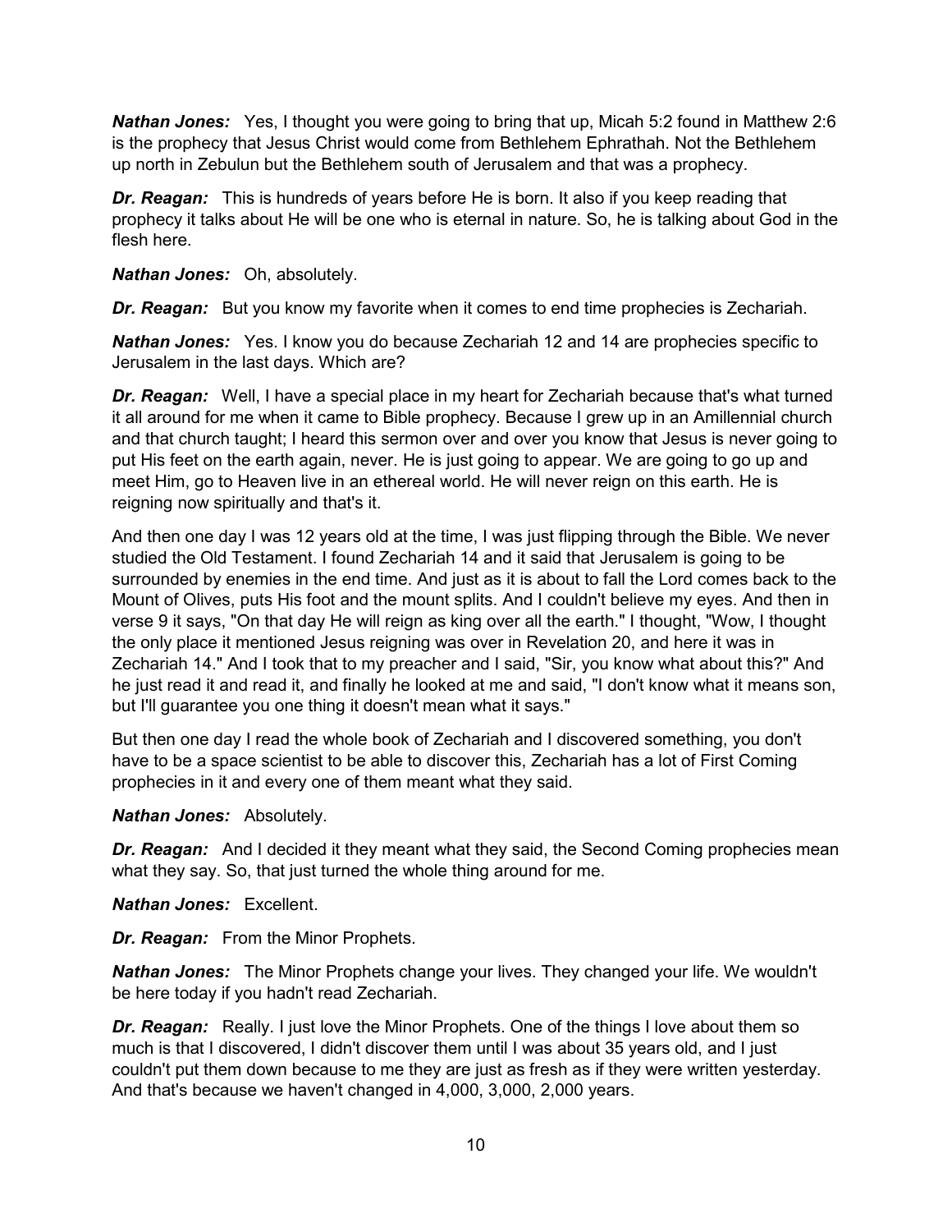***Nathan Jones:*** Yes, I thought you were going to bring that up, Micah 5:2 found in Matthew 2:6 is the prophecy that Jesus Christ would come from Bethlehem Ephrathah. Not the Bethlehem up north in Zebulun but the Bethlehem south of Jerusalem and that was a prophecy.

***Dr. Reagan:*** This is hundreds of years before He is born. It also if you keep reading that prophecy it talks about He will be one who is eternal in nature. So, he is talking about God in the flesh here.

***Nathan Jones:*** Oh, absolutely.

***Dr. Reagan:*** But you know my favorite when it comes to end time prophecies is Zechariah.

***Nathan Jones:*** Yes. I know you do because Zechariah 12 and 14 are prophecies specific to Jerusalem in the last days. Which are?

***Dr. Reagan:*** Well, I have a special place in my heart for Zechariah because that's what turned it all around for me when it came to Bible prophecy. Because I grew up in an Amillennial church and that church taught; I heard this sermon over and over you know that Jesus is never going to put His feet on the earth again, never. He is just going to appear. We are going to go up and meet Him, go to Heaven live in an ethereal world. He will never reign on this earth. He is reigning now spiritually and that's it.

And then one day I was 12 years old at the time, I was just flipping through the Bible. We never studied the Old Testament. I found Zechariah 14 and it said that Jerusalem is going to be surrounded by enemies in the end time. And just as it is about to fall the Lord comes back to the Mount of Olives, puts His foot and the mount splits. And I couldn't believe my eyes. And then in verse 9 it says, "On that day He will reign as king over all the earth." I thought, "Wow, I thought the only place it mentioned Jesus reigning was over in Revelation 20, and here it was in Zechariah 14." And I took that to my preacher and I said, "Sir, you know what about this?" And he just read it and read it, and finally he looked at me and said, "I don't know what it means son, but I'll guarantee you one thing it doesn't mean what it says."

But then one day I read the whole book of Zechariah and I discovered something, you don't have to be a space scientist to be able to discover this, Zechariah has a lot of First Coming prophecies in it and every one of them meant what they said.

***Nathan Jones:*** Absolutely.

***Dr. Reagan:*** And I decided it they meant what they said, the Second Coming prophecies mean what they say. So, that just turned the whole thing around for me.

***Nathan Jones:*** Excellent.

***Dr. Reagan:*** From the Minor Prophets.

***Nathan Jones:*** The Minor Prophets change your lives. They changed your life. We wouldn't be here today if you hadn't read Zechariah.

***Dr. Reagan:*** Really. I just love the Minor Prophets. One of the things I love about them so much is that I discovered, I didn't discover them until I was about 35 years old, and I just couldn't put them down because to me they are just as fresh as if they were written yesterday. And that's because we haven't changed in 4,000, 3,000, 2,000 years.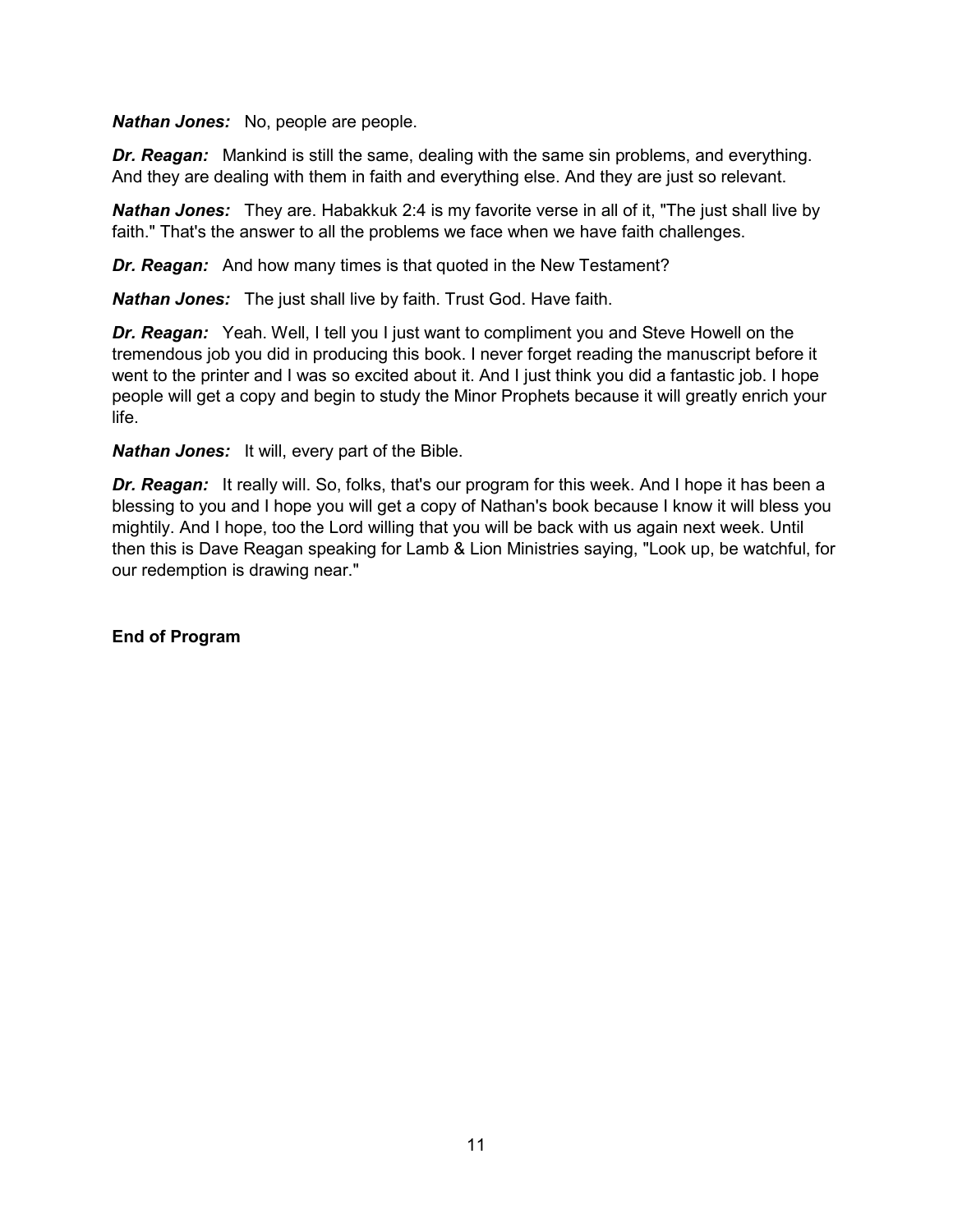***Nathan Jones:*** No, people are people.

***Dr. Reagan:*** Mankind is still the same, dealing with the same sin problems, and everything. And they are dealing with them in faith and everything else. And they are just so relevant.

***Nathan Jones:*** They are. Habakkuk 2:4 is my favorite verse in all of it, "The just shall live by faith." That's the answer to all the problems we face when we have faith challenges.

***Dr. Reagan:*** And how many times is that quoted in the New Testament?

***Nathan Jones:*** The just shall live by faith. Trust God. Have faith.

***Dr. Reagan:*** Yeah. Well, I tell you I just want to compliment you and Steve Howell on the tremendous job you did in producing this book. I never forget reading the manuscript before it went to the printer and I was so excited about it. And I just think you did a fantastic job. I hope people will get a copy and begin to study the Minor Prophets because it will greatly enrich your life.

***Nathan Jones:*** It will, every part of the Bible.

***Dr. Reagan:*** It really will. So, folks, that's our program for this week. And I hope it has been a blessing to you and I hope you will get a copy of Nathan's book because I know it will bless you mightily. And I hope, too the Lord willing that you will be back with us again next week. Until then this is Dave Reagan speaking for Lamb & Lion Ministries saying, "Look up, be watchful, for our redemption is drawing near."

**End of Program**